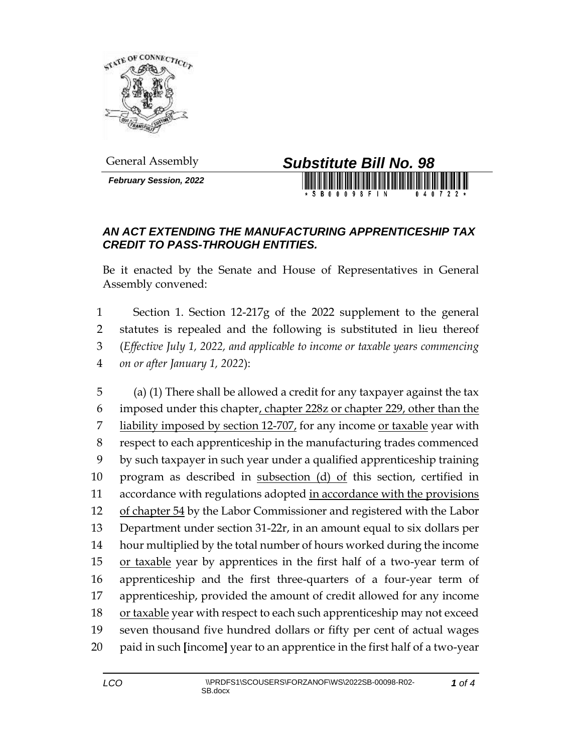General Assembly

**Substitute Bill No. 98**

***February Session, 2022***

## *AN ACT EXTENDING THE MANUFACTURING APPRENTICESHIP TAX CREDIT TO PASS-THROUGH ENTITIES.*

Be it enacted by the Senate and House of Representatives in General Assembly convened:

1 Section 1. Section 12-217g of the 2022 supplement to the general
2 statutes is repealed and the following is substituted in lieu thereof
3 (*Effective July 1, 2022, and applicable to income or taxable years commencing*
4 *on or after January 1, 2022*):

5 (a) (1) There shall be allowed a credit for any taxpayer against the tax
6 imposed under this chapter<u>, chapter 228z or chapter 229, other than the</u>
7 <u>liability imposed by section 12-707,</u> for any income <u>or taxable</u> year with
8 respect to each apprenticeship in the manufacturing trades commenced
9 by such taxpayer in such year under a qualified apprenticeship training
10 program as described in <u>subsection (d) of</u> this section, certified in
11 accordance with regulations adopted <u>in accordance with the provisions</u>
12 <u>of chapter 54</u> by the Labor Commissioner and registered with the Labor
13 Department under section 31-22r, in an amount equal to six dollars per
14 hour multiplied by the total number of hours worked during the income
15 <u>or taxable</u> year by apprentices in the first half of a two-year term of
16 apprenticeship and the first three-quarters of a four-year term of
17 apprenticeship, provided the amount of credit allowed for any income
18 <u>or taxable</u> year with respect to each such apprenticeship may not exceed
19 seven thousand five hundred dollars or fifty per cent of actual wages
20 paid in such **[**income**]** year to an apprentice in the first half of a two-year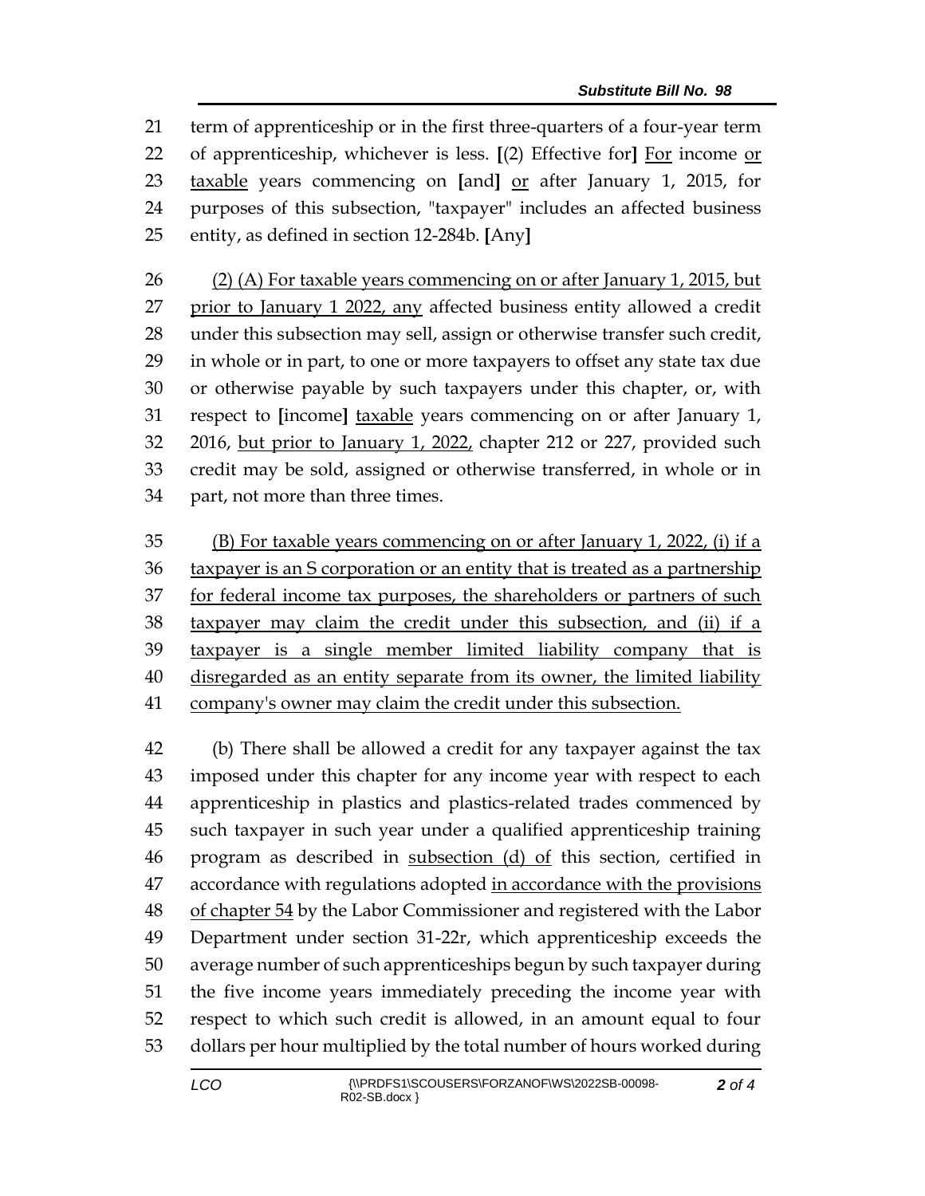term of apprenticeship or in the first three-quarters of a four-year term of apprenticeship, whichever is less. [(2) Effective for] For income or taxable years commencing on [and] or after January 1, 2015, for purposes of this subsection, "taxpayer" includes an affected business entity, as defined in section 12-284b. [Any]

(2) (A) For taxable years commencing on or after January 1, 2015, but prior to January 1 2022, any affected business entity allowed a credit under this subsection may sell, assign or otherwise transfer such credit, in whole or in part, to one or more taxpayers to offset any state tax due or otherwise payable by such taxpayers under this chapter, or, with respect to [income] taxable years commencing on or after January 1, 2016, but prior to January 1, 2022, chapter 212 or 227, provided such credit may be sold, assigned or otherwise transferred, in whole or in part, not more than three times.

(B) For taxable years commencing on or after January 1, 2022, (i) if a taxpayer is an S corporation or an entity that is treated as a partnership for federal income tax purposes, the shareholders or partners of such taxpayer may claim the credit under this subsection, and (ii) if a taxpayer is a single member limited liability company that is disregarded as an entity separate from its owner, the limited liability company's owner may claim the credit under this subsection.

(b) There shall be allowed a credit for any taxpayer against the tax imposed under this chapter for any income year with respect to each apprenticeship in plastics and plastics-related trades commenced by such taxpayer in such year under a qualified apprenticeship training program as described in subsection (d) of this section, certified in accordance with regulations adopted in accordance with the provisions of chapter 54 by the Labor Commissioner and registered with the Labor Department under section 31-22r, which apprenticeship exceeds the average number of such apprenticeships begun by such taxpayer during the five income years immediately preceding the income year with respect to which such credit is allowed, in an amount equal to four dollars per hour multiplied by the total number of hours worked during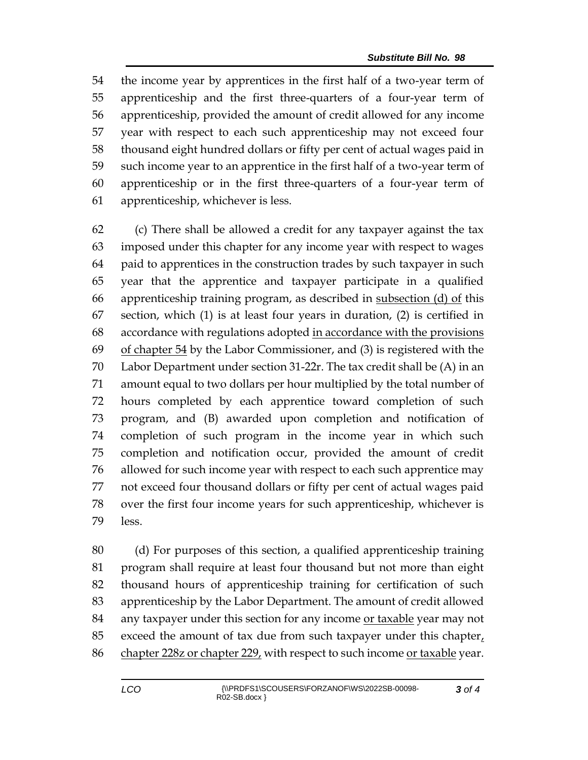the income year by apprentices in the first half of a two-year term of apprenticeship and the first three-quarters of a four-year term of apprenticeship, provided the amount of credit allowed for any income year with respect to each such apprenticeship may not exceed four thousand eight hundred dollars or fifty per cent of actual wages paid in such income year to an apprentice in the first half of a two-year term of apprenticeship or in the first three-quarters of a four-year term of apprenticeship, whichever is less.

(c) There shall be allowed a credit for any taxpayer against the tax imposed under this chapter for any income year with respect to wages paid to apprentices in the construction trades by such taxpayer in such year that the apprentice and taxpayer participate in a qualified apprenticeship training program, as described in <u>subsection (d) of</u> this section, which (1) is at least four years in duration, (2) is certified in accordance with regulations adopted <u>in accordance with the provisions of chapter 54</u> by the Labor Commissioner, and (3) is registered with the Labor Department under section 31-22r. The tax credit shall be (A) in an amount equal to two dollars per hour multiplied by the total number of hours completed by each apprentice toward completion of such program, and (B) awarded upon completion and notification of completion of such program in the income year in which such completion and notification occur, provided the amount of credit allowed for such income year with respect to each such apprentice may not exceed four thousand dollars or fifty per cent of actual wages paid over the first four income years for such apprenticeship, whichever is less.

(d) For purposes of this section, a qualified apprenticeship training program shall require at least four thousand but not more than eight thousand hours of apprenticeship training for certification of such apprenticeship by the Labor Department. The amount of credit allowed any taxpayer under this section for any income <u>or taxable</u> year may not exceed the amount of tax due from such taxpayer under this chapter<u>, chapter 228z or chapter 229,</u> with respect to such income <u>or taxable</u> year.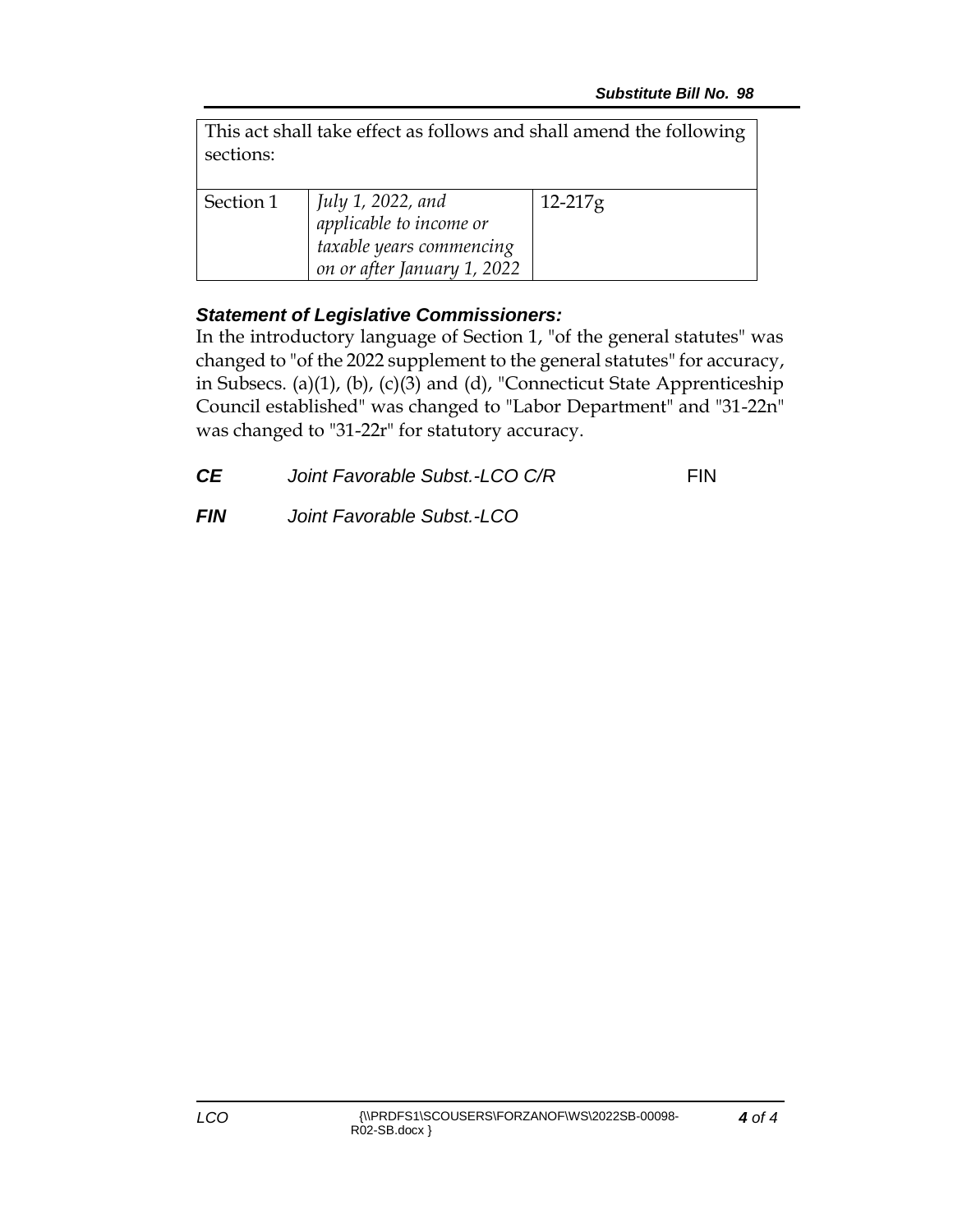| This act shall take effect as follows and shall amend the following sections: | | |
|---|---|---|
| Section 1 | *July 1, 2022, and applicable to income or taxable years commencing on or after January 1, 2022* | 12-217g |

### *Statement of Legislative Commissioners:*

In the introductory language of Section 1, "of the general statutes" was changed to "of the 2022 supplement to the general statutes" for accuracy, in Subsecs. (a)(1), (b), (c)(3) and (d), "Connecticut State Apprenticeship Council established" was changed to "Labor Department" and "31-22n" was changed to "31-22r" for statutory accuracy.

| | | |
|---|---|---|
| ***CE*** | *Joint Favorable Subst.-LCO C/R* | FIN |
| ***FIN*** | *Joint Favorable Subst.-LCO* | |